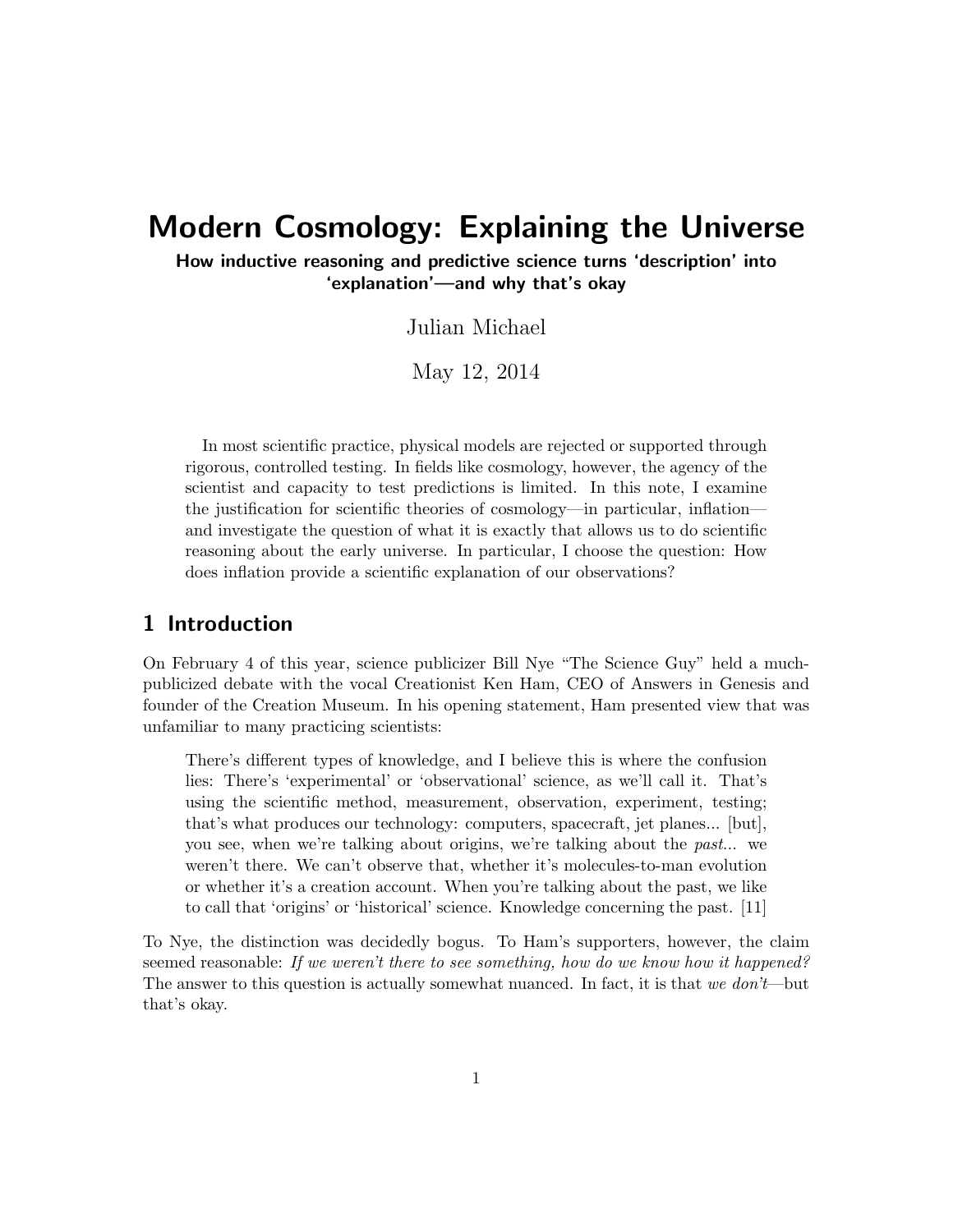# Modern Cosmology: Explaining the Universe

**How inductive reasoning and predictive science turns 'description' into 'explanation'—and why that's okay**

Julian Michael

May 12, 2014

In most scientific practice, physical models are rejected or supported through rigorous, controlled testing. In fields like cosmology, however, the agency of the scientist and capacity to test predictions is limited. In this note, I examine the justification for scientific theories of cosmology—in particular, inflation—and investigate the question of what it is exactly that allows us to do scientific reasoning about the early universe. In particular, I choose the question: How does inflation provide a scientific explanation of our observations?

## 1 Introduction

On February 4 of this year, science publicizer Bill Nye "The Science Guy" held a much-publicized debate with the vocal Creationist Ken Ham, CEO of Answers in Genesis and founder of the Creation Museum. In his opening statement, Ham presented view that was unfamiliar to many practicing scientists:

> There's different types of knowledge, and I believe this is where the confusion lies: There's 'experimental' or 'observational' science, as we'll call it. That's using the scientific method, measurement, observation, experiment, testing; that's what produces our technology: computers, spacecraft, jet planes... [but], you see, when we're talking about origins, we're talking about the *past*... we weren't there. We can't observe that, whether it's molecules-to-man evolution or whether it's a creation account. When you're talking about the past, we like to call that 'origins' or 'historical' science. Knowledge concerning the past. [11]

To Nye, the distinction was decidedly bogus. To Ham's supporters, however, the claim seemed reasonable: *If we weren't there to see something, how do we know how it happened?* The answer to this question is actually somewhat nuanced. In fact, it is that *we don't*—but that's okay.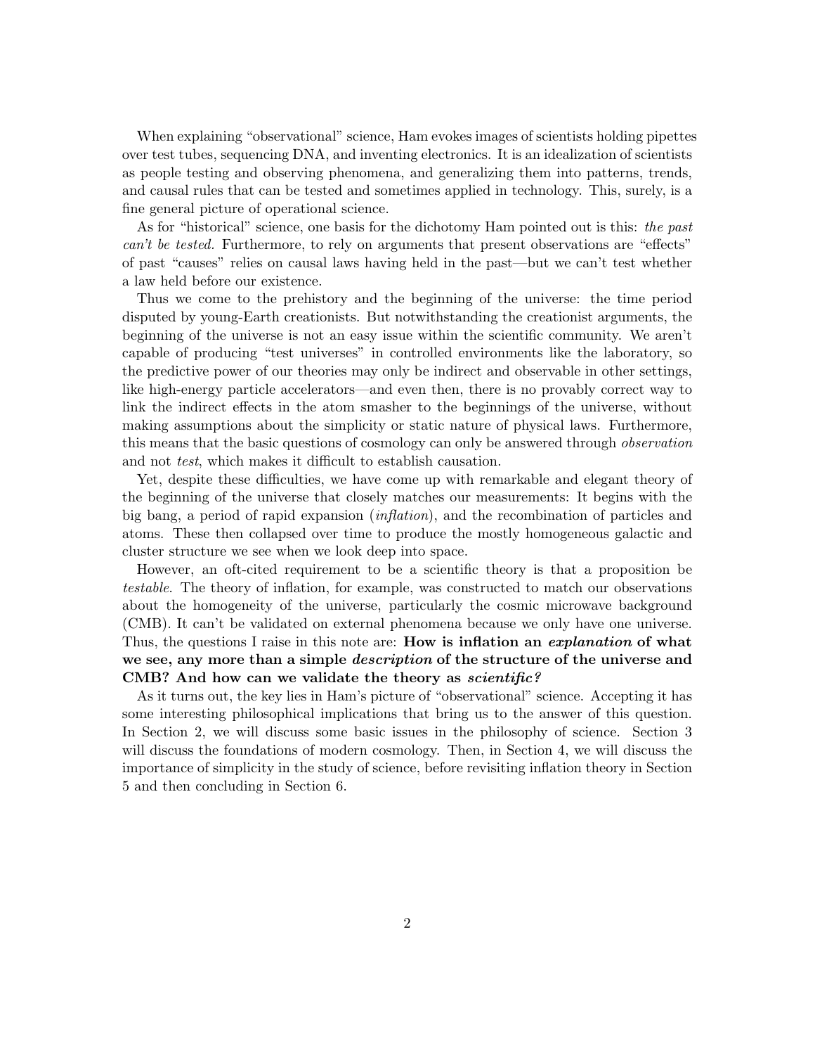When explaining "observational" science, Ham evokes images of scientists holding pipettes over test tubes, sequencing DNA, and inventing electronics. It is an idealization of scientists as people testing and observing phenomena, and generalizing them into patterns, trends, and causal rules that can be tested and sometimes applied in technology. This, surely, is a fine general picture of operational science.

As for "historical" science, one basis for the dichotomy Ham pointed out is this: *the past can't be tested.* Furthermore, to rely on arguments that present observations are "effects" of past "causes" relies on causal laws having held in the past—but we can't test whether a law held before our existence.

Thus we come to the prehistory and the beginning of the universe: the time period disputed by young-Earth creationists. But notwithstanding the creationist arguments, the beginning of the universe is not an easy issue within the scientific community. We aren't capable of producing "test universes" in controlled environments like the laboratory, so the predictive power of our theories may only be indirect and observable in other settings, like high-energy particle accelerators—and even then, there is no provably correct way to link the indirect effects in the atom smasher to the beginnings of the universe, without making assumptions about the simplicity or static nature of physical laws. Furthermore, this means that the basic questions of cosmology can only be answered through *observation* and not *test*, which makes it difficult to establish causation.

Yet, despite these difficulties, we have come up with remarkable and elegant theory of the beginning of the universe that closely matches our measurements: It begins with the big bang, a period of rapid expansion (*inflation*), and the recombination of particles and atoms. These then collapsed over time to produce the mostly homogeneous galactic and cluster structure we see when we look deep into space.

However, an oft-cited requirement to be a scientific theory is that a proposition be *testable*. The theory of inflation, for example, was constructed to match our observations about the homogeneity of the universe, particularly the cosmic microwave background (CMB). It can't be validated on external phenomena because we only have one universe. Thus, the questions I raise in this note are: **How is inflation an *explanation* of what we see, any more than a simple *description* of the structure of the universe and CMB? And how can we validate the theory as *scientific?***

As it turns out, the key lies in Ham's picture of "observational" science. Accepting it has some interesting philosophical implications that bring us to the answer of this question. In Section 2, we will discuss some basic issues in the philosophy of science. Section 3 will discuss the foundations of modern cosmology. Then, in Section 4, we will discuss the importance of simplicity in the study of science, before revisiting inflation theory in Section 5 and then concluding in Section 6.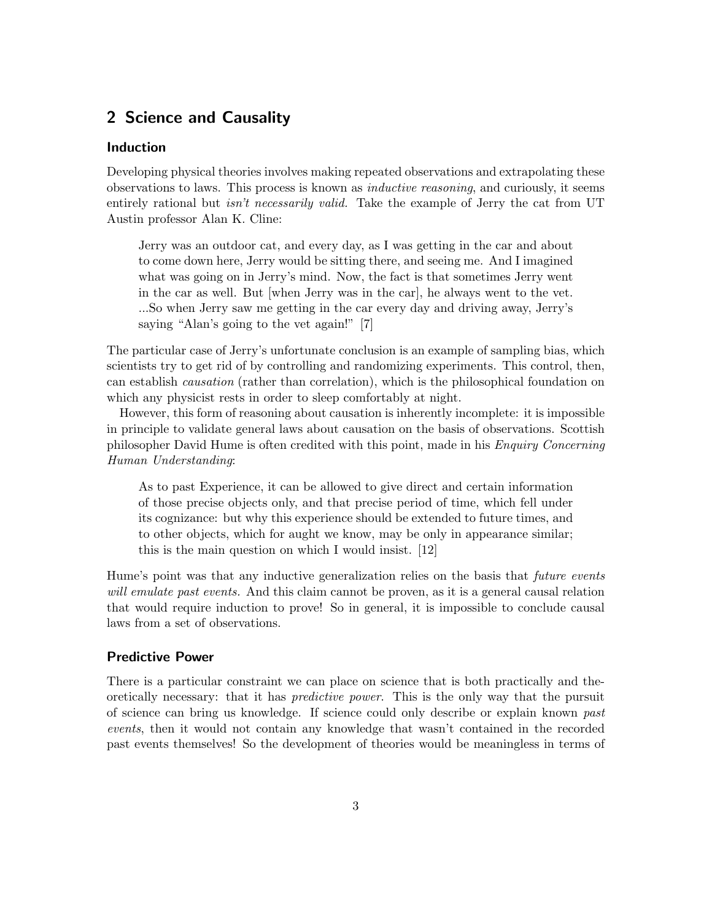## 2 Science and Causality

### Induction

Developing physical theories involves making repeated observations and extrapolating these observations to laws. This process is known as *inductive reasoning*, and curiously, it seems entirely rational but *isn't necessarily valid.* Take the example of Jerry the cat from UT Austin professor Alan K. Cline:

> Jerry was an outdoor cat, and every day, as I was getting in the car and about to come down here, Jerry would be sitting there, and seeing me. And I imagined what was going on in Jerry's mind. Now, the fact is that sometimes Jerry went in the car as well. But [when Jerry was in the car], he always went to the vet. ...So when Jerry saw me getting in the car every day and driving away, Jerry's saying "Alan's going to the vet again!" [7]

The particular case of Jerry's unfortunate conclusion is an example of sampling bias, which scientists try to get rid of by controlling and randomizing experiments. This control, then, can establish *causation* (rather than correlation), which is the philosophical foundation on which any physicist rests in order to sleep comfortably at night.

However, this form of reasoning about causation is inherently incomplete: it is impossible in principle to validate general laws about causation on the basis of observations. Scottish philosopher David Hume is often credited with this point, made in his *Enquiry Concerning Human Understanding*:

> As to past Experience, it can be allowed to give direct and certain information of those precise objects only, and that precise period of time, which fell under its cognizance: but why this experience should be extended to future times, and to other objects, which for aught we know, may be only in appearance similar; this is the main question on which I would insist. [12]

Hume's point was that any inductive generalization relies on the basis that *future events will emulate past events.* And this claim cannot be proven, as it is a general causal relation that would require induction to prove! So in general, it is impossible to conclude causal laws from a set of observations.

### Predictive Power

There is a particular constraint we can place on science that is both practically and theoretically necessary: that it has *predictive power*. This is the only way that the pursuit of science can bring us knowledge. If science could only describe or explain known *past events*, then it would not contain any knowledge that wasn't contained in the recorded past events themselves! So the development of theories would be meaningless in terms of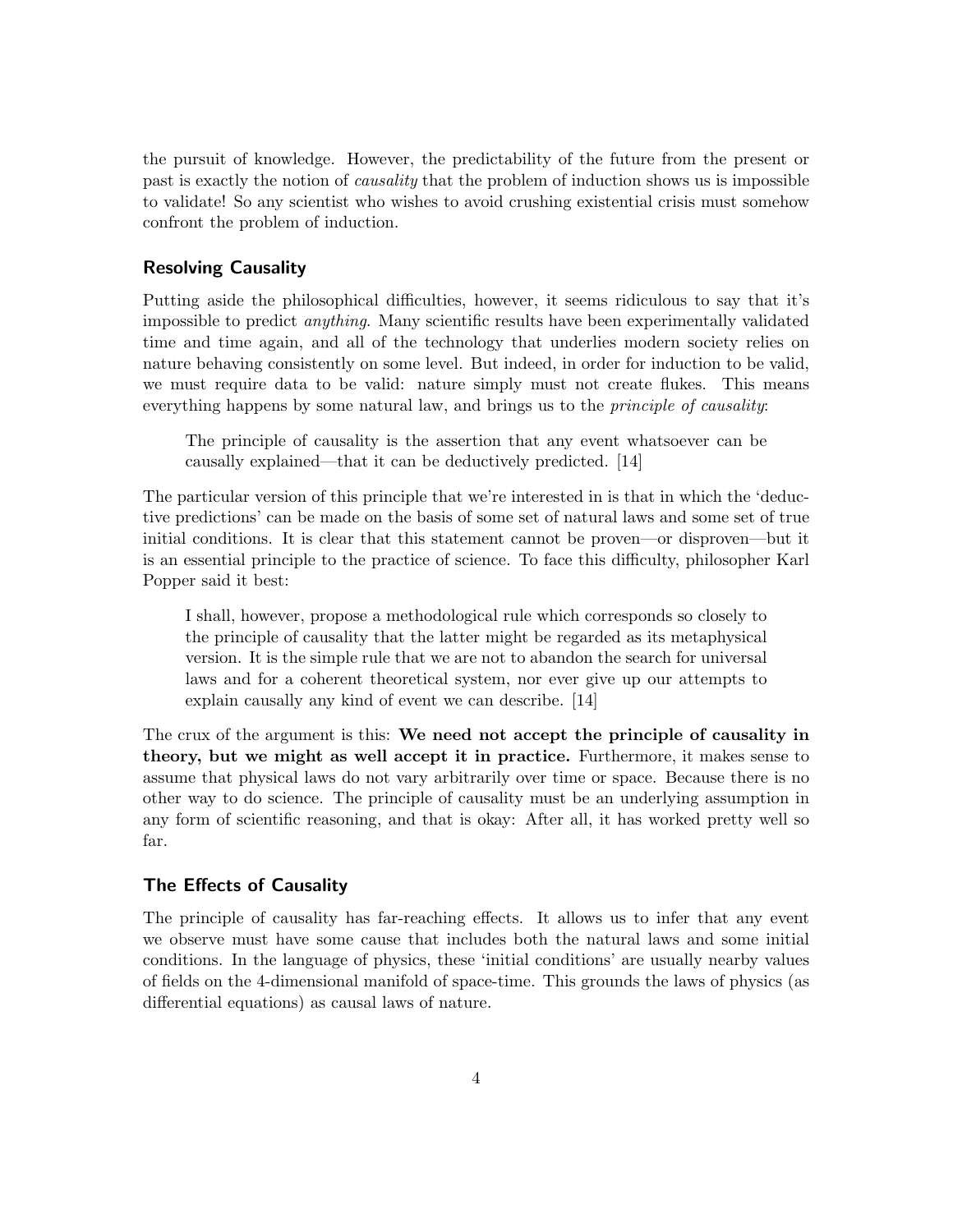the pursuit of knowledge. However, the predictability of the future from the present or past is exactly the notion of *causality* that the problem of induction shows us is impossible to validate! So any scientist who wishes to avoid crushing existential crisis must somehow confront the problem of induction.

### Resolving Causality

Putting aside the philosophical difficulties, however, it seems ridiculous to say that it's impossible to predict *anything*. Many scientific results have been experimentally validated time and time again, and all of the technology that underlies modern society relies on nature behaving consistently on some level. But indeed, in order for induction to be valid, we must require data to be valid: nature simply must not create flukes. This means everything happens by some natural law, and brings us to the *principle of causality*:

> The principle of causality is the assertion that any event whatsoever can be causally explained—that it can be deductively predicted. [14]

The particular version of this principle that we're interested in is that in which the 'deductive predictions' can be made on the basis of some set of natural laws and some set of true initial conditions. It is clear that this statement cannot be proven—or disproven—but it is an essential principle to the practice of science. To face this difficulty, philosopher Karl Popper said it best:

> I shall, however, propose a methodological rule which corresponds so closely to the principle of causality that the latter might be regarded as its metaphysical version. It is the simple rule that we are not to abandon the search for universal laws and for a coherent theoretical system, nor ever give up our attempts to explain causally any kind of event we can describe. [14]

The crux of the argument is this: **We need not accept the principle of causality in theory, but we might as well accept it in practice.** Furthermore, it makes sense to assume that physical laws do not vary arbitrarily over time or space. Because there is no other way to do science. The principle of causality must be an underlying assumption in any form of scientific reasoning, and that is okay: After all, it has worked pretty well so far.

### The Effects of Causality

The principle of causality has far-reaching effects. It allows us to infer that any event we observe must have some cause that includes both the natural laws and some initial conditions. In the language of physics, these 'initial conditions' are usually nearby values of fields on the 4-dimensional manifold of space-time. This grounds the laws of physics (as differential equations) as causal laws of nature.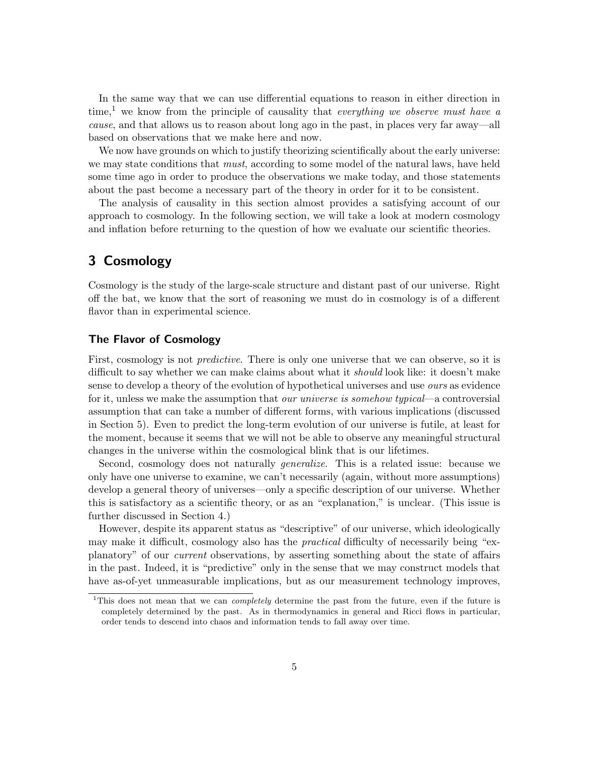In the same way that we can use differential equations to reason in either direction in time,[1] we know from the principle of causality that *everything we observe must have a cause*, and that allows us to reason about long ago in the past, in places very far away—all based on observations that we make here and now.

We now have grounds on which to justify theorizing scientifically about the early universe: we may state conditions that *must*, according to some model of the natural laws, have held some time ago in order to produce the observations we make today, and those statements about the past become a necessary part of the theory in order for it to be consistent.

The analysis of causality in this section almost provides a satisfying account of our approach to cosmology. In the following section, we will take a look at modern cosmology and inflation before returning to the question of how we evaluate our scientific theories.

## 3 Cosmology

Cosmology is the study of the large-scale structure and distant past of our universe. Right off the bat, we know that the sort of reasoning we must do in cosmology is of a different flavor than in experimental science.

### The Flavor of Cosmology

First, cosmology is not *predictive*. There is only one universe that we can observe, so it is difficult to say whether we can make claims about what it *should* look like: it doesn't make sense to develop a theory of the evolution of hypothetical universes and use *ours* as evidence for it, unless we make the assumption that *our universe is somehow typical*—a controversial assumption that can take a number of different forms, with various implications (discussed in Section 5). Even to predict the long-term evolution of our universe is futile, at least for the moment, because it seems that we will not be able to observe any meaningful structural changes in the universe within the cosmological blink that is our lifetimes.

Second, cosmology does not naturally *generalize*. This is a related issue: because we only have one universe to examine, we can't necessarily (again, without more assumptions) develop a general theory of universes—only a specific description of our universe. Whether this is satisfactory as a scientific theory, or as an "explanation," is unclear. (This issue is further discussed in Section 4.)

However, despite its apparent status as "descriptive" of our universe, which ideologically may make it difficult, cosmology also has the *practical* difficulty of necessarily being "explanatory" of our *current* observations, by asserting something about the state of affairs in the past. Indeed, it is "predictive" only in the sense that we may construct models that have as-of-yet unmeasurable implications, but as our measurement technology improves,

[1] This does not mean that we can *completely* determine the past from the future, even if the future is completely determined by the past. As in thermodynamics in general and Ricci flows in particular, order tends to descend into chaos and information tends to fall away over time.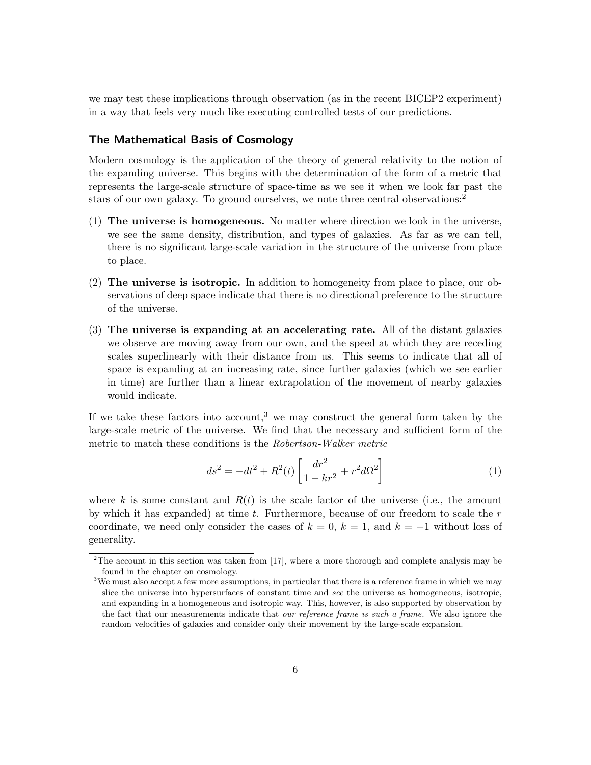we may test these implications through observation (as in the recent BICEP2 experiment) in a way that feels very much like executing controlled tests of our predictions.

### The Mathematical Basis of Cosmology

Modern cosmology is the application of the theory of general relativity to the notion of the expanding universe. This begins with the determination of the form of a metric that represents the large-scale structure of space-time as we see it when we look far past the stars of our own galaxy. To ground ourselves, we note three central observations:[2]

(1) **The universe is homogeneous.** No matter where direction we look in the universe, we see the same density, distribution, and types of galaxies. As far as we can tell, there is no significant large-scale variation in the structure of the universe from place to place.

(2) **The universe is isotropic.** In addition to homogeneity from place to place, our observations of deep space indicate that there is no directional preference to the structure of the universe.

(3) **The universe is expanding at an accelerating rate.** All of the distant galaxies we observe are moving away from our own, and the speed at which they are receding scales superlinearly with their distance from us. This seems to indicate that all of space is expanding at an increasing rate, since further galaxies (which we see earlier in time) are further than a linear extrapolation of the movement of nearby galaxies would indicate.

If we take these factors into account,[3] we may construct the general form taken by the large-scale metric of the universe. We find that the necessary and sufficient form of the metric to match these conditions is the *Robertson-Walker metric*

$$ds^2 = -dt^2 + R^2(t)\left[\frac{dr^2}{1-kr^2} + r^2 d\Omega^2\right] \tag{1}$$

where $k$ is some constant and $R(t)$ is the scale factor of the universe (i.e., the amount by which it has expanded) at time $t$. Furthermore, because of our freedom to scale the $r$ coordinate, we need only consider the cases of $k = 0$, $k = 1$, and $k = -1$ without loss of generality.

---

[2] The account in this section was taken from [17], where a more thorough and complete analysis may be found in the chapter on cosmology.

[3] We must also accept a few more assumptions, in particular that there is a reference frame in which we may slice the universe into hypersurfaces of constant time and *see* the universe as homogeneous, isotropic, and expanding in a homogeneous and isotropic way. This, however, is also supported by observation by the fact that our measurements indicate that *our reference frame is such a frame.* We also ignore the random velocities of galaxies and consider only their movement by the large-scale expansion.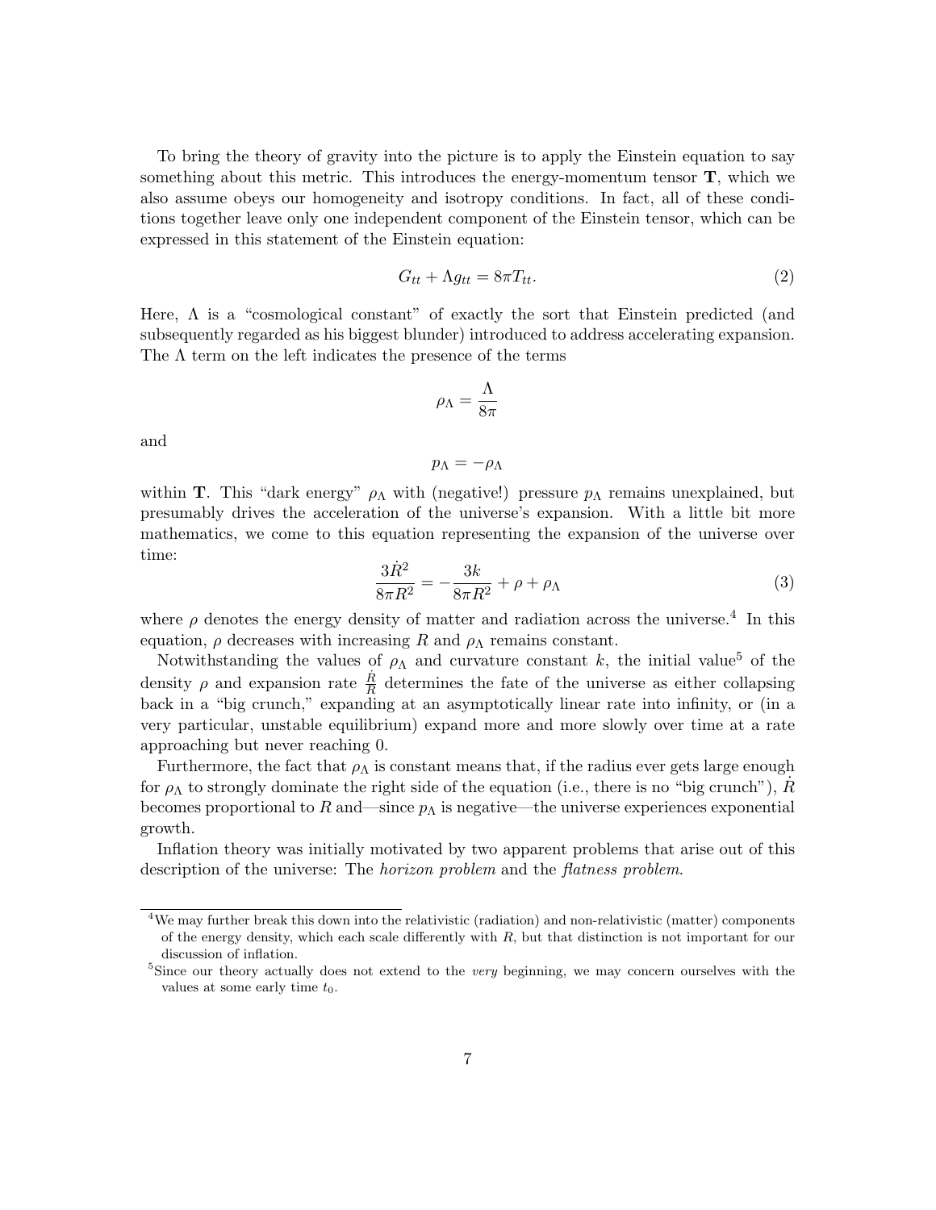To bring the theory of gravity into the picture is to apply the Einstein equation to say something about this metric. This introduces the energy-momentum tensor $\mathbf{T}$, which we also assume obeys our homogeneity and isotropy conditions. In fact, all of these conditions together leave only one independent component of the Einstein tensor, which can be expressed in this statement of the Einstein equation:

$$G_{tt} + \Lambda g_{tt} = 8\pi T_{tt}. \tag{2}$$

Here, $\Lambda$ is a "cosmological constant" of exactly the sort that Einstein predicted (and subsequently regarded as his biggest blunder) introduced to address accelerating expansion. The $\Lambda$ term on the left indicates the presence of the terms

$$\rho_\Lambda = \frac{\Lambda}{8\pi}$$

and

$$p_\Lambda = -\rho_\Lambda$$

within $\mathbf{T}$. This "dark energy" $\rho_\Lambda$ with (negative!) pressure $p_\Lambda$ remains unexplained, but presumably drives the acceleration of the universe's expansion. With a little bit more mathematics, we come to this equation representing the expansion of the universe over time:

$$\frac{3\dot{R}^2}{8\pi R^2} = -\frac{3k}{8\pi R^2} + \rho + \rho_\Lambda \tag{3}$$

where $\rho$ denotes the energy density of matter and radiation across the universe.[4] In this equation, $\rho$ decreases with increasing $R$ and $\rho_\Lambda$ remains constant.

Notwithstanding the values of $\rho_\Lambda$ and curvature constant $k$, the initial value[5] of the density $\rho$ and expansion rate $\frac{\dot{R}}{R}$ determines the fate of the universe as either collapsing back in a "big crunch," expanding at an asymptotically linear rate into infinity, or (in a very particular, unstable equilibrium) expand more and more slowly over time at a rate approaching but never reaching 0.

Furthermore, the fact that $\rho_\Lambda$ is constant means that, if the radius ever gets large enough for $\rho_\Lambda$ to strongly dominate the right side of the equation (i.e., there is no "big crunch"), $\dot{R}$ becomes proportional to $R$ and—since $p_\Lambda$ is negative—the universe experiences exponential growth.

Inflation theory was initially motivated by two apparent problems that arise out of this description of the universe: The *horizon problem* and the *flatness problem*.

[4] We may further break this down into the relativistic (radiation) and non-relativistic (matter) components of the energy density, which each scale differently with $R$, but that distinction is not important for our discussion of inflation.

[5] Since our theory actually does not extend to the *very* beginning, we may concern ourselves with the values at some early time $t_0$.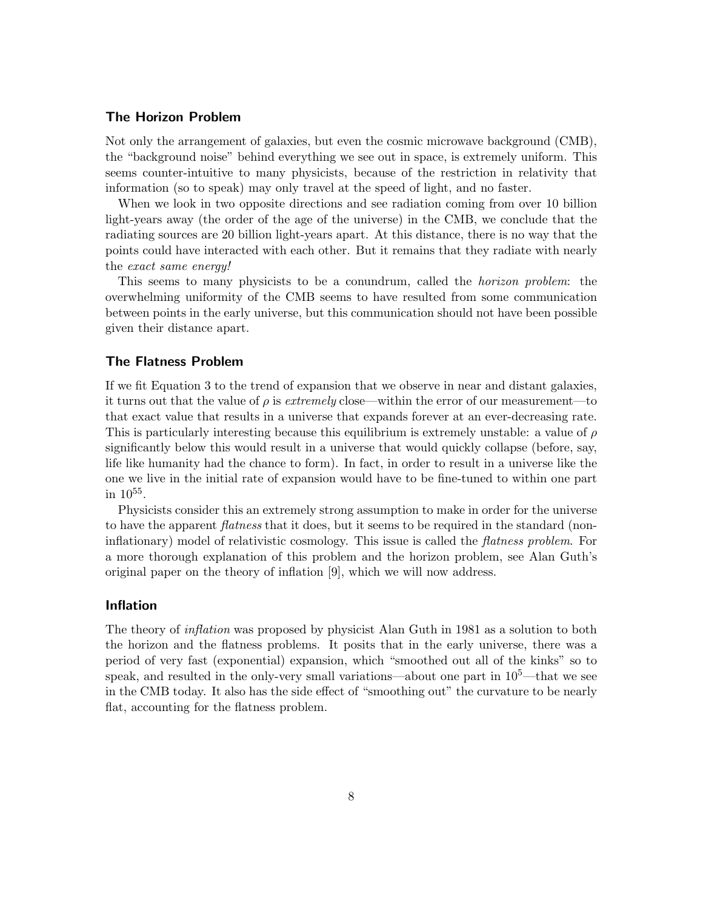### The Horizon Problem

Not only the arrangement of galaxies, but even the cosmic microwave background (CMB), the "background noise" behind everything we see out in space, is extremely uniform. This seems counter-intuitive to many physicists, because of the restriction in relativity that information (so to speak) may only travel at the speed of light, and no faster.

When we look in two opposite directions and see radiation coming from over 10 billion light-years away (the order of the age of the universe) in the CMB, we conclude that the radiating sources are 20 billion light-years apart. At this distance, there is no way that the points could have interacted with each other. But it remains that they radiate with nearly the *exact same energy!*

This seems to many physicists to be a conundrum, called the *horizon problem*: the overwhelming uniformity of the CMB seems to have resulted from some communication between points in the early universe, but this communication should not have been possible given their distance apart.

### The Flatness Problem

If we fit Equation 3 to the trend of expansion that we observe in near and distant galaxies, it turns out that the value of $\rho$ is *extremely* close—within the error of our measurement—to that exact value that results in a universe that expands forever at an ever-decreasing rate. This is particularly interesting because this equilibrium is extremely unstable: a value of $\rho$ significantly below this would result in a universe that would quickly collapse (before, say, life like humanity had the chance to form). In fact, in order to result in a universe like the one we live in the initial rate of expansion would have to be fine-tuned to within one part in $10^{55}$.

Physicists consider this an extremely strong assumption to make in order for the universe to have the apparent *flatness* that it does, but it seems to be required in the standard (non-inflationary) model of relativistic cosmology. This issue is called the *flatness problem*. For a more thorough explanation of this problem and the horizon problem, see Alan Guth's original paper on the theory of inflation [9], which we will now address.

### Inflation

The theory of *inflation* was proposed by physicist Alan Guth in 1981 as a solution to both the horizon and the flatness problems. It posits that in the early universe, there was a period of very fast (exponential) expansion, which "smoothed out all of the kinks" so to speak, and resulted in the only-very small variations—about one part in $10^5$—that we see in the CMB today. It also has the side effect of "smoothing out" the curvature to be nearly flat, accounting for the flatness problem.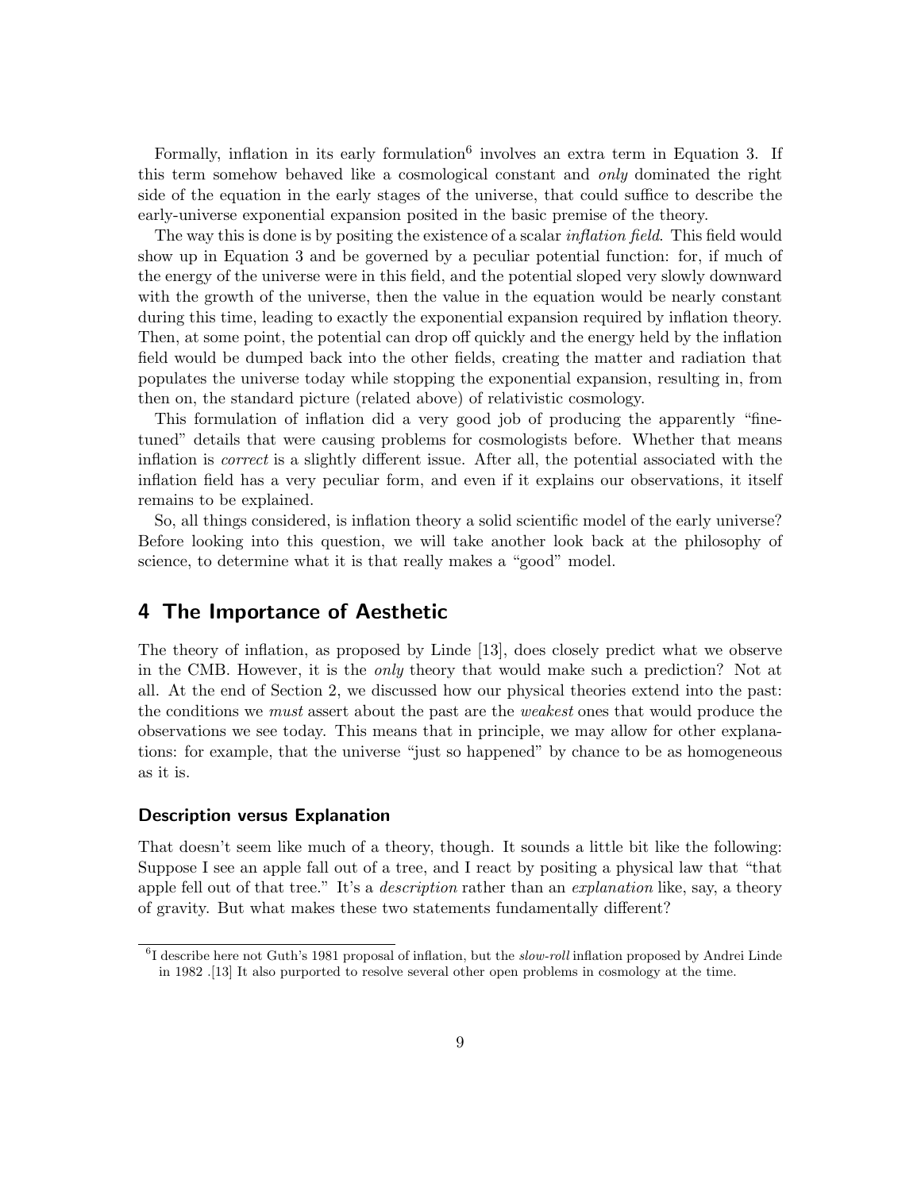Formally, inflation in its early formulation[6] involves an extra term in Equation 3. If this term somehow behaved like a cosmological constant and *only* dominated the right side of the equation in the early stages of the universe, that could suffice to describe the early-universe exponential expansion posited in the basic premise of the theory.

The way this is done is by positing the existence of a scalar *inflation field*. This field would show up in Equation 3 and be governed by a peculiar potential function: for, if much of the energy of the universe were in this field, and the potential sloped very slowly downward with the growth of the universe, then the value in the equation would be nearly constant during this time, leading to exactly the exponential expansion required by inflation theory. Then, at some point, the potential can drop off quickly and the energy held by the inflation field would be dumped back into the other fields, creating the matter and radiation that populates the universe today while stopping the exponential expansion, resulting in, from then on, the standard picture (related above) of relativistic cosmology.

This formulation of inflation did a very good job of producing the apparently "fine-tuned" details that were causing problems for cosmologists before. Whether that means inflation is *correct* is a slightly different issue. After all, the potential associated with the inflation field has a very peculiar form, and even if it explains our observations, it itself remains to be explained.

So, all things considered, is inflation theory a solid scientific model of the early universe? Before looking into this question, we will take another look back at the philosophy of science, to determine what it is that really makes a "good" model.

## 4 The Importance of Aesthetic

The theory of inflation, as proposed by Linde [13], does closely predict what we observe in the CMB. However, it is the *only* theory that would make such a prediction? Not at all. At the end of Section 2, we discussed how our physical theories extend into the past: the conditions we *must* assert about the past are the *weakest* ones that would produce the observations we see today. This means that in principle, we may allow for other explanations: for example, that the universe "just so happened" by chance to be as homogeneous as it is.

### Description versus Explanation

That doesn't seem like much of a theory, though. It sounds a little bit like the following: Suppose I see an apple fall out of a tree, and I react by positing a physical law that "that apple fell out of that tree." It's a *description* rather than an *explanation* like, say, a theory of gravity. But what makes these two statements fundamentally different?

[6] I describe here not Guth's 1981 proposal of inflation, but the *slow-roll* inflation proposed by Andrei Linde in 1982 .[13] It also purported to resolve several other open problems in cosmology at the time.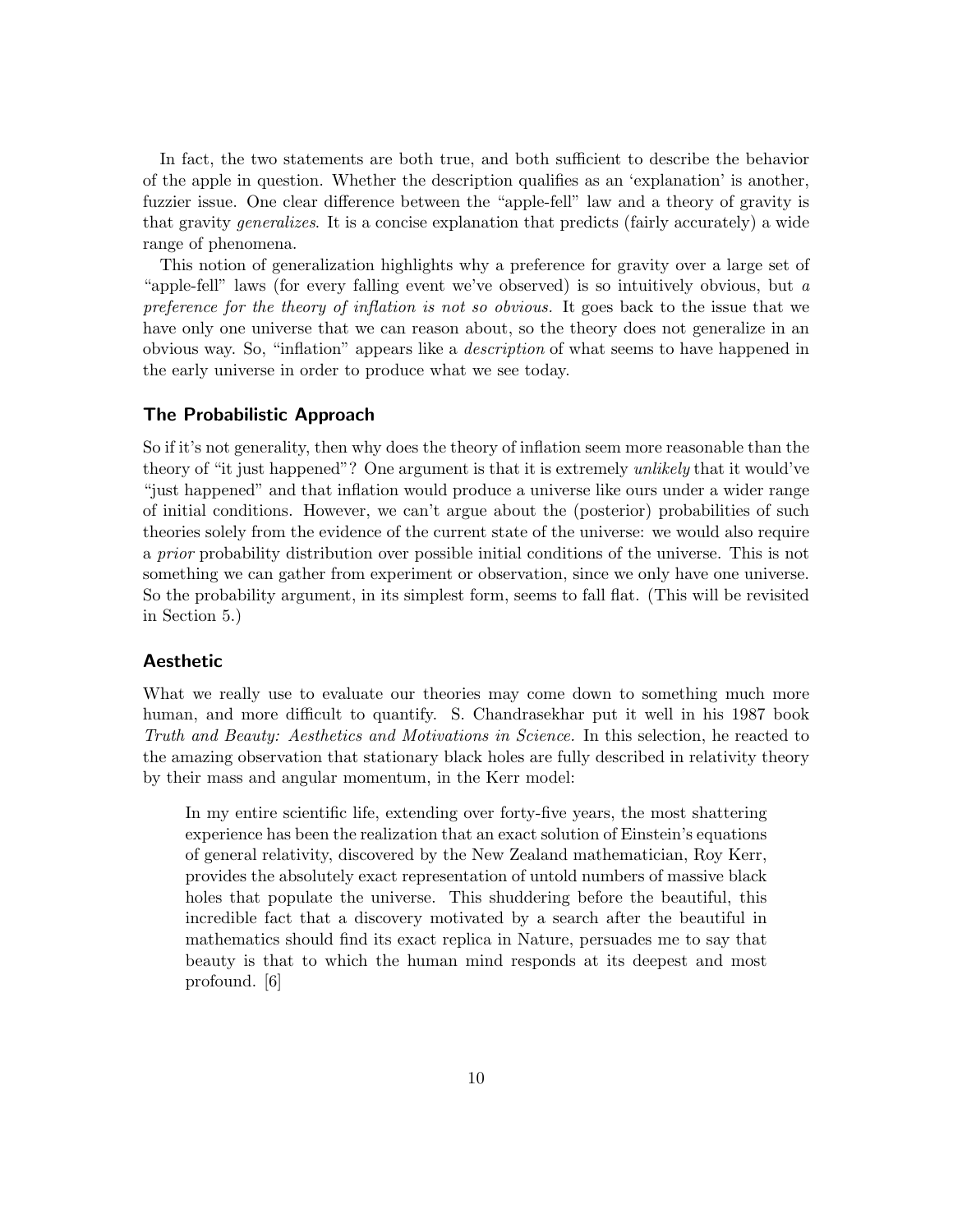In fact, the two statements are both true, and both sufficient to describe the behavior of the apple in question. Whether the description qualifies as an 'explanation' is another, fuzzier issue. One clear difference between the "apple-fell" law and a theory of gravity is that gravity *generalizes*. It is a concise explanation that predicts (fairly accurately) a wide range of phenomena.

This notion of generalization highlights why a preference for gravity over a large set of "apple-fell" laws (for every falling event we've observed) is so intuitively obvious, but *a preference for the theory of inflation is not so obvious.* It goes back to the issue that we have only one universe that we can reason about, so the theory does not generalize in an obvious way. So, "inflation" appears like a *description* of what seems to have happened in the early universe in order to produce what we see today.

### The Probabilistic Approach

So if it's not generality, then why does the theory of inflation seem more reasonable than the theory of "it just happened"? One argument is that it is extremely *unlikely* that it would've "just happened" and that inflation would produce a universe like ours under a wider range of initial conditions. However, we can't argue about the (posterior) probabilities of such theories solely from the evidence of the current state of the universe: we would also require a *prior* probability distribution over possible initial conditions of the universe. This is not something we can gather from experiment or observation, since we only have one universe. So the probability argument, in its simplest form, seems to fall flat. (This will be revisited in Section 5.)

### Aesthetic

What we really use to evaluate our theories may come down to something much more human, and more difficult to quantify. S. Chandrasekhar put it well in his 1987 book *Truth and Beauty: Aesthetics and Motivations in Science.* In this selection, he reacted to the amazing observation that stationary black holes are fully described in relativity theory by their mass and angular momentum, in the Kerr model:

> In my entire scientific life, extending over forty-five years, the most shattering experience has been the realization that an exact solution of Einstein's equations of general relativity, discovered by the New Zealand mathematician, Roy Kerr, provides the absolutely exact representation of untold numbers of massive black holes that populate the universe. This shuddering before the beautiful, this incredible fact that a discovery motivated by a search after the beautiful in mathematics should find its exact replica in Nature, persuades me to say that beauty is that to which the human mind responds at its deepest and most profound. [6]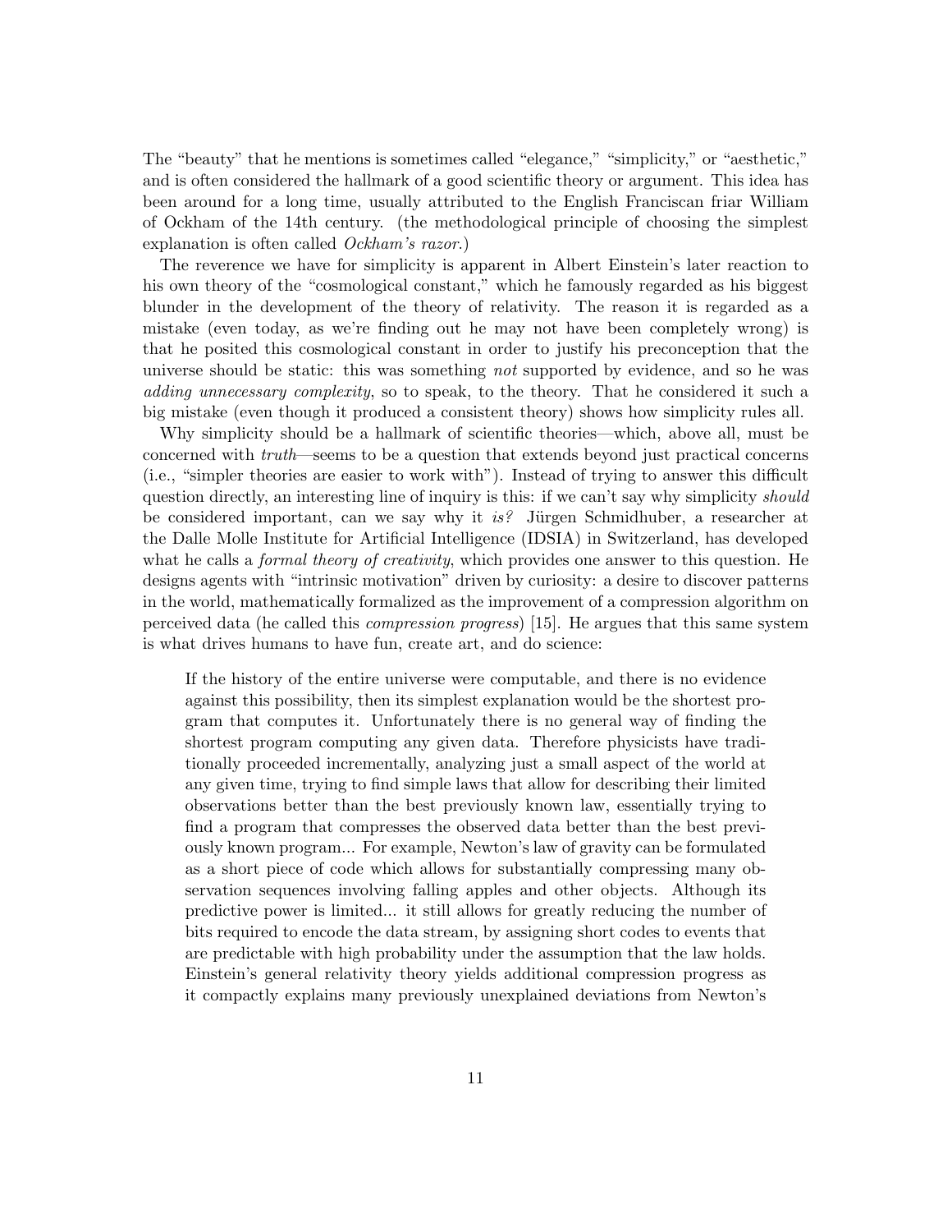The "beauty" that he mentions is sometimes called "elegance," "simplicity," or "aesthetic," and is often considered the hallmark of a good scientific theory or argument. This idea has been around for a long time, usually attributed to the English Franciscan friar William of Ockham of the 14th century. (the methodological principle of choosing the simplest explanation is often called *Ockham's razor.*)

The reverence we have for simplicity is apparent in Albert Einstein's later reaction to his own theory of the "cosmological constant," which he famously regarded as his biggest blunder in the development of the theory of relativity. The reason it is regarded as a mistake (even today, as we're finding out he may not have been completely wrong) is that he posited this cosmological constant in order to justify his preconception that the universe should be static: this was something *not* supported by evidence, and so he was *adding unnecessary complexity*, so to speak, to the theory. That he considered it such a big mistake (even though it produced a consistent theory) shows how simplicity rules all.

Why simplicity should be a hallmark of scientific theories—which, above all, must be concerned with *truth*—seems to be a question that extends beyond just practical concerns (i.e., "simpler theories are easier to work with"). Instead of trying to answer this difficult question directly, an interesting line of inquiry is this: if we can't say why simplicity *should* be considered important, can we say why it *is?* Jürgen Schmidhuber, a researcher at the Dalle Molle Institute for Artificial Intelligence (IDSIA) in Switzerland, has developed what he calls a *formal theory of creativity*, which provides one answer to this question. He designs agents with "intrinsic motivation" driven by curiosity: a desire to discover patterns in the world, mathematically formalized as the improvement of a compression algorithm on perceived data (he called this *compression progress*) [15]. He argues that this same system is what drives humans to have fun, create art, and do science:

> If the history of the entire universe were computable, and there is no evidence against this possibility, then its simplest explanation would be the shortest program that computes it. Unfortunately there is no general way of finding the shortest program computing any given data. Therefore physicists have traditionally proceeded incrementally, analyzing just a small aspect of the world at any given time, trying to find simple laws that allow for describing their limited observations better than the best previously known law, essentially trying to find a program that compresses the observed data better than the best previously known program... For example, Newton's law of gravity can be formulated as a short piece of code which allows for substantially compressing many observation sequences involving falling apples and other objects. Although its predictive power is limited... it still allows for greatly reducing the number of bits required to encode the data stream, by assigning short codes to events that are predictable with high probability under the assumption that the law holds. Einstein's general relativity theory yields additional compression progress as it compactly explains many previously unexplained deviations from Newton's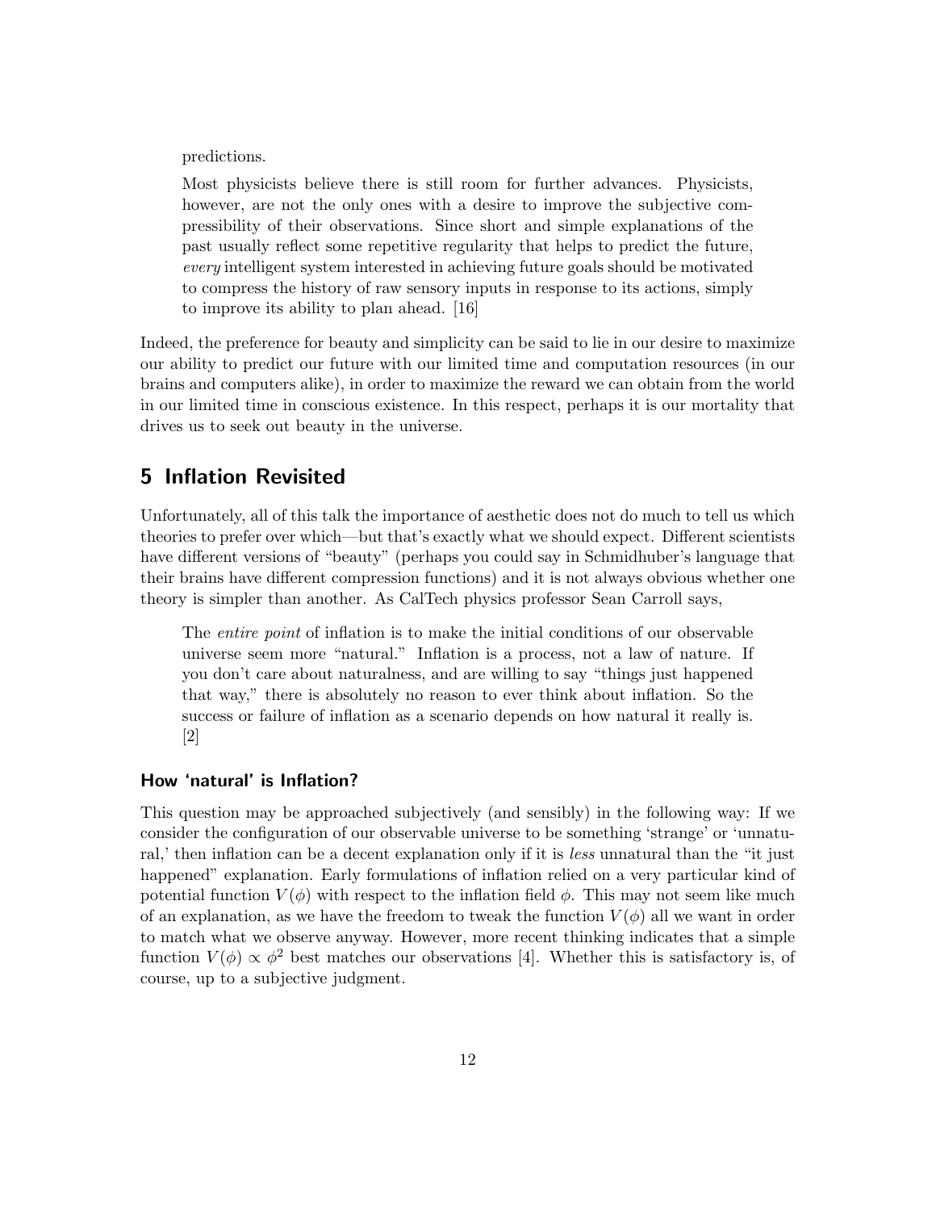> predictions.
>
> Most physicists believe there is still room for further advances. Physicists, however, are not the only ones with a desire to improve the subjective compressibility of their observations. Since short and simple explanations of the past usually reflect some repetitive regularity that helps to predict the future, *every* intelligent system interested in achieving future goals should be motivated to compress the history of raw sensory inputs in response to its actions, simply to improve its ability to plan ahead. [16]

Indeed, the preference for beauty and simplicity can be said to lie in our desire to maximize our ability to predict our future with our limited time and computation resources (in our brains and computers alike), in order to maximize the reward we can obtain from the world in our limited time in conscious existence. In this respect, perhaps it is our mortality that drives us to seek out beauty in the universe.

## 5 Inflation Revisited

Unfortunately, all of this talk the importance of aesthetic does not do much to tell us which theories to prefer over which—but that's exactly what we should expect. Different scientists have different versions of "beauty" (perhaps you could say in Schmidhuber's language that their brains have different compression functions) and it is not always obvious whether one theory is simpler than another. As CalTech physics professor Sean Carroll says,

> The *entire point* of inflation is to make the initial conditions of our observable universe seem more "natural." Inflation is a process, not a law of nature. If you don't care about naturalness, and are willing to say "things just happened that way," there is absolutely no reason to ever think about inflation. So the success or failure of inflation as a scenario depends on how natural it really is. [2]

### How 'natural' is Inflation?

This question may be approached subjectively (and sensibly) in the following way: If we consider the configuration of our observable universe to be something 'strange' or 'unnatural,' then inflation can be a decent explanation only if it is *less* unnatural than the "it just happened" explanation. Early formulations of inflation relied on a very particular kind of potential function $V(\phi)$ with respect to the inflation field $\phi$. This may not seem like much of an explanation, as we have the freedom to tweak the function $V(\phi)$ all we want in order to match what we observe anyway. However, more recent thinking indicates that a simple function $V(\phi) \propto \phi^2$ best matches our observations [4]. Whether this is satisfactory is, of course, up to a subjective judgment.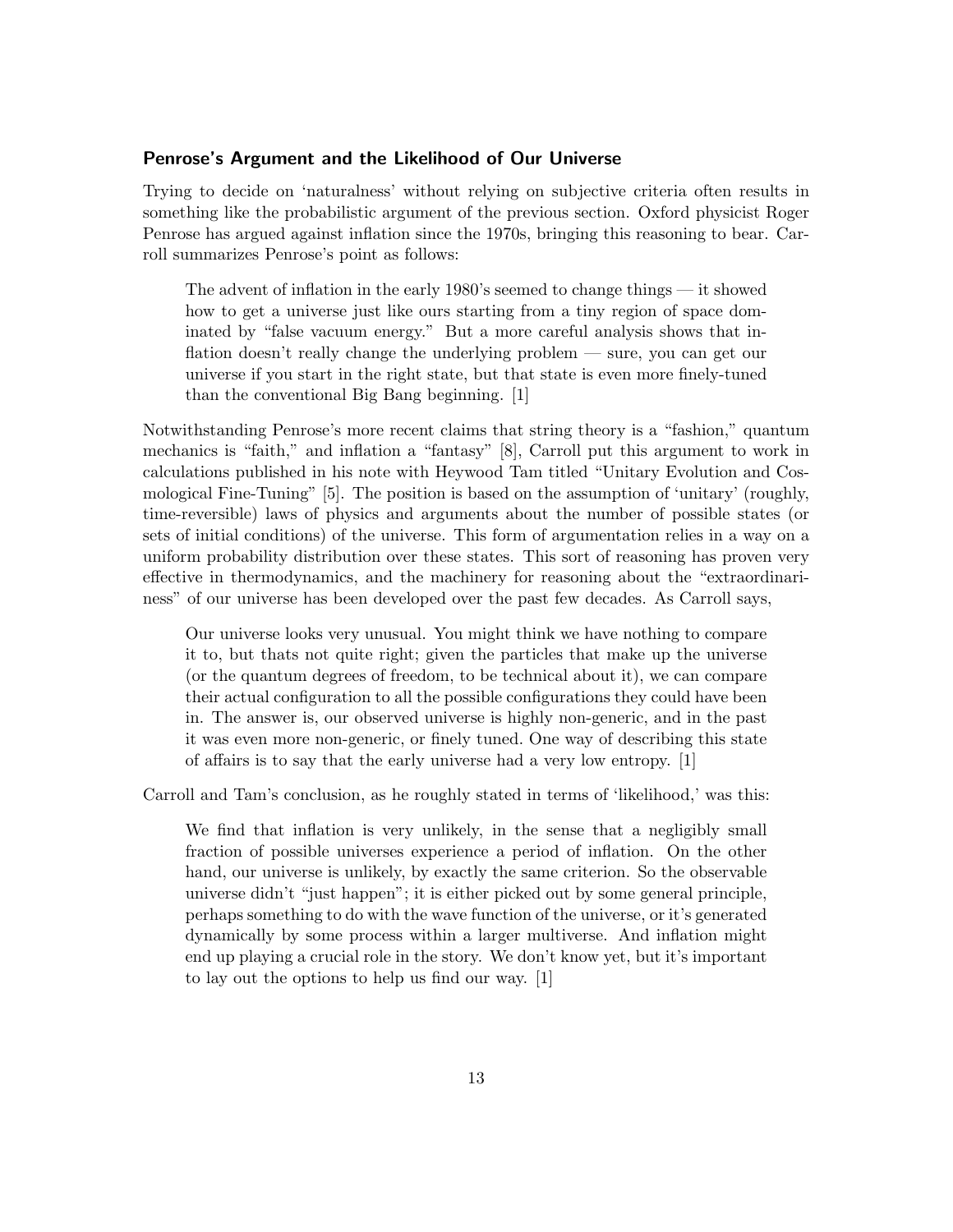### Penrose's Argument and the Likelihood of Our Universe

Trying to decide on 'naturalness' without relying on subjective criteria often results in something like the probabilistic argument of the previous section. Oxford physicist Roger Penrose has argued against inflation since the 1970s, bringing this reasoning to bear. Carroll summarizes Penrose's point as follows:

> The advent of inflation in the early 1980's seemed to change things — it showed how to get a universe just like ours starting from a tiny region of space dominated by "false vacuum energy." But a more careful analysis shows that inflation doesn't really change the underlying problem — sure, you can get our universe if you start in the right state, but that state is even more finely-tuned than the conventional Big Bang beginning. [1]

Notwithstanding Penrose's more recent claims that string theory is a "fashion," quantum mechanics is "faith," and inflation a "fantasy" [8], Carroll put this argument to work in calculations published in his note with Heywood Tam titled "Unitary Evolution and Cosmological Fine-Tuning" [5]. The position is based on the assumption of 'unitary' (roughly, time-reversible) laws of physics and arguments about the number of possible states (or sets of initial conditions) of the universe. This form of argumentation relies in a way on a uniform probability distribution over these states. This sort of reasoning has proven very effective in thermodynamics, and the machinery for reasoning about the "extraordinariness" of our universe has been developed over the past few decades. As Carroll says,

> Our universe looks very unusual. You might think we have nothing to compare it to, but thats not quite right; given the particles that make up the universe (or the quantum degrees of freedom, to be technical about it), we can compare their actual configuration to all the possible configurations they could have been in. The answer is, our observed universe is highly non-generic, and in the past it was even more non-generic, or finely tuned. One way of describing this state of affairs is to say that the early universe had a very low entropy. [1]

Carroll and Tam's conclusion, as he roughly stated in terms of 'likelihood,' was this:

> We find that inflation is very unlikely, in the sense that a negligibly small fraction of possible universes experience a period of inflation. On the other hand, our universe is unlikely, by exactly the same criterion. So the observable universe didn't "just happen"; it is either picked out by some general principle, perhaps something to do with the wave function of the universe, or it's generated dynamically by some process within a larger multiverse. And inflation might end up playing a crucial role in the story. We don't know yet, but it's important to lay out the options to help us find our way. [1]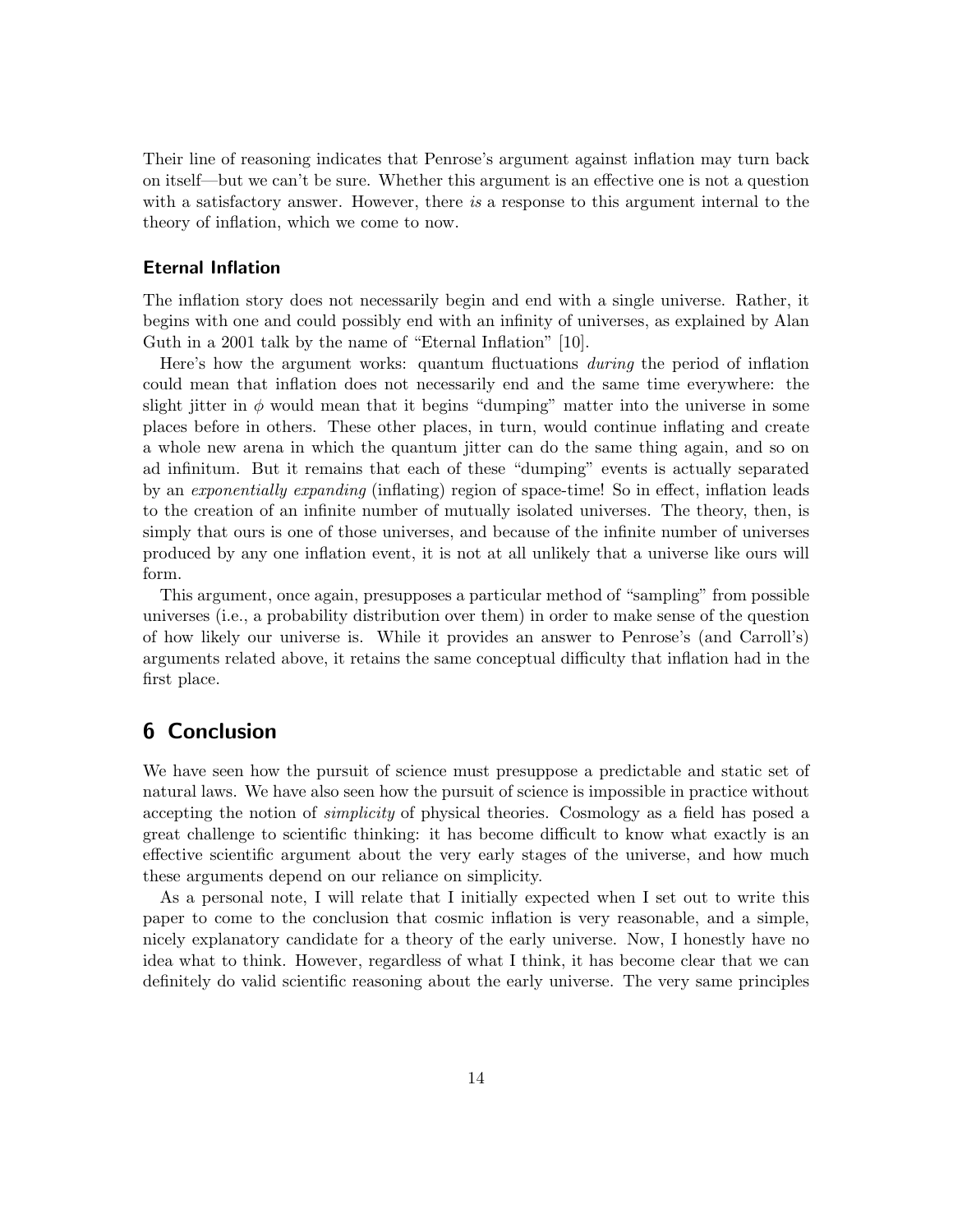Their line of reasoning indicates that Penrose's argument against inflation may turn back on itself—but we can't be sure. Whether this argument is an effective one is not a question with a satisfactory answer. However, there *is* a response to this argument internal to the theory of inflation, which we come to now.

### Eternal Inflation

The inflation story does not necessarily begin and end with a single universe. Rather, it begins with one and could possibly end with an infinity of universes, as explained by Alan Guth in a 2001 talk by the name of "Eternal Inflation" [10].

Here's how the argument works: quantum fluctuations *during* the period of inflation could mean that inflation does not necessarily end and the same time everywhere: the slight jitter in $\phi$ would mean that it begins "dumping" matter into the universe in some places before in others. These other places, in turn, would continue inflating and create a whole new arena in which the quantum jitter can do the same thing again, and so on ad infinitum. But it remains that each of these "dumping" events is actually separated by an *exponentially expanding* (inflating) region of space-time! So in effect, inflation leads to the creation of an infinite number of mutually isolated universes. The theory, then, is simply that ours is one of those universes, and because of the infinite number of universes produced by any one inflation event, it is not at all unlikely that a universe like ours will form.

This argument, once again, presupposes a particular method of "sampling" from possible universes (i.e., a probability distribution over them) in order to make sense of the question of how likely our universe is. While it provides an answer to Penrose's (and Carroll's) arguments related above, it retains the same conceptual difficulty that inflation had in the first place.

## 6 Conclusion

We have seen how the pursuit of science must presuppose a predictable and static set of natural laws. We have also seen how the pursuit of science is impossible in practice without accepting the notion of *simplicity* of physical theories. Cosmology as a field has posed a great challenge to scientific thinking: it has become difficult to know what exactly is an effective scientific argument about the very early stages of the universe, and how much these arguments depend on our reliance on simplicity.

As a personal note, I will relate that I initially expected when I set out to write this paper to come to the conclusion that cosmic inflation is very reasonable, and a simple, nicely explanatory candidate for a theory of the early universe. Now, I honestly have no idea what to think. However, regardless of what I think, it has become clear that we can definitely do valid scientific reasoning about the early universe. The very same principles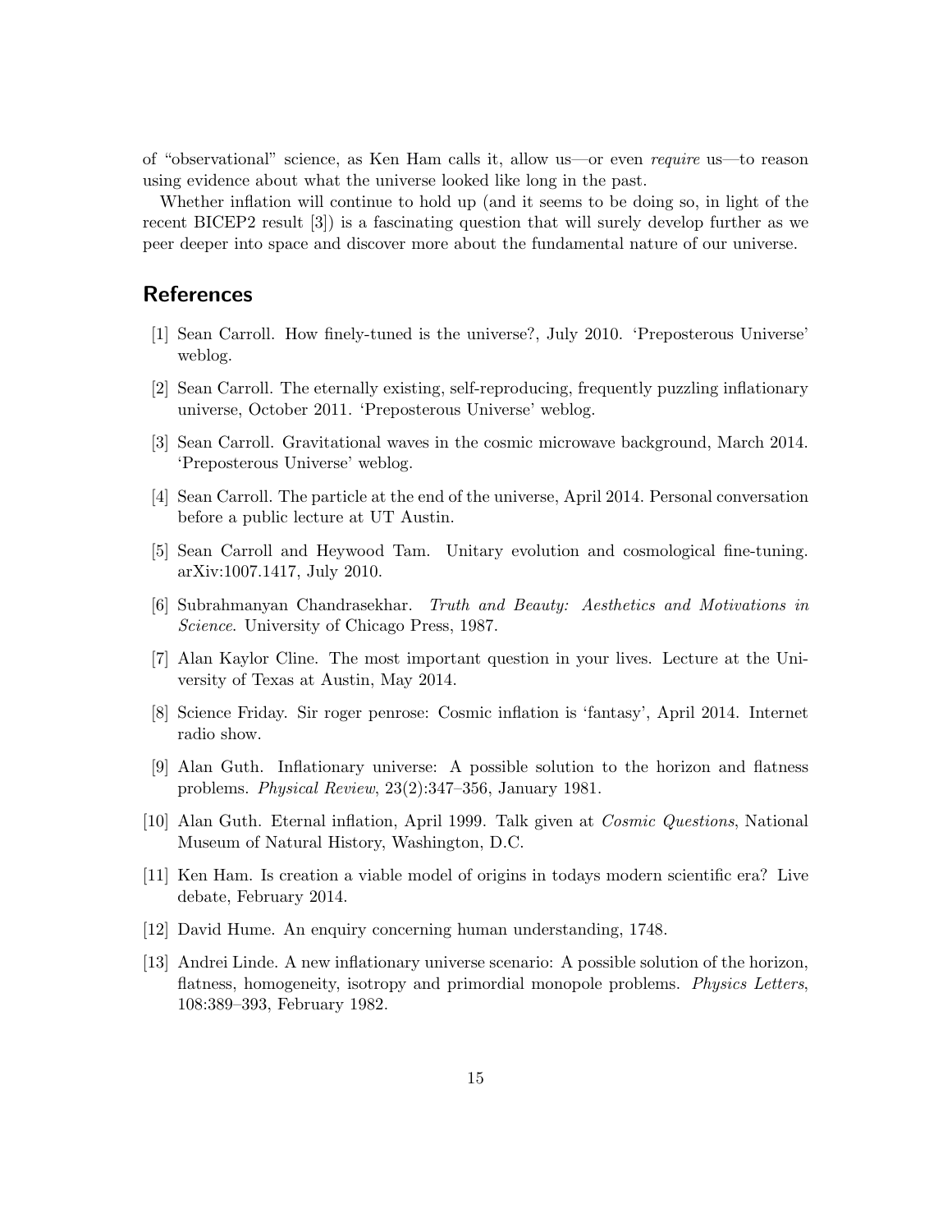of "observational" science, as Ken Ham calls it, allow us—or even *require* us—to reason using evidence about what the universe looked like long in the past.

Whether inflation will continue to hold up (and it seems to be doing so, in light of the recent BICEP2 result [3]) is a fascinating question that will surely develop further as we peer deeper into space and discover more about the fundamental nature of our universe.

## References

[1] Sean Carroll. How finely-tuned is the universe?, July 2010. 'Preposterous Universe' weblog.

[2] Sean Carroll. The eternally existing, self-reproducing, frequently puzzling inflationary universe, October 2011. 'Preposterous Universe' weblog.

[3] Sean Carroll. Gravitational waves in the cosmic microwave background, March 2014. 'Preposterous Universe' weblog.

[4] Sean Carroll. The particle at the end of the universe, April 2014. Personal conversation before a public lecture at UT Austin.

[5] Sean Carroll and Heywood Tam. Unitary evolution and cosmological fine-tuning. arXiv:1007.1417, July 2010.

[6] Subrahmanyan Chandrasekhar. *Truth and Beauty: Aesthetics and Motivations in Science*. University of Chicago Press, 1987.

[7] Alan Kaylor Cline. The most important question in your lives. Lecture at the University of Texas at Austin, May 2014.

[8] Science Friday. Sir roger penrose: Cosmic inflation is 'fantasy', April 2014. Internet radio show.

[9] Alan Guth. Inflationary universe: A possible solution to the horizon and flatness problems. *Physical Review*, 23(2):347–356, January 1981.

[10] Alan Guth. Eternal inflation, April 1999. Talk given at *Cosmic Questions*, National Museum of Natural History, Washington, D.C.

[11] Ken Ham. Is creation a viable model of origins in todays modern scientific era? Live debate, February 2014.

[12] David Hume. An enquiry concerning human understanding, 1748.

[13] Andrei Linde. A new inflationary universe scenario: A possible solution of the horizon, flatness, homogeneity, isotropy and primordial monopole problems. *Physics Letters*, 108:389–393, February 1982.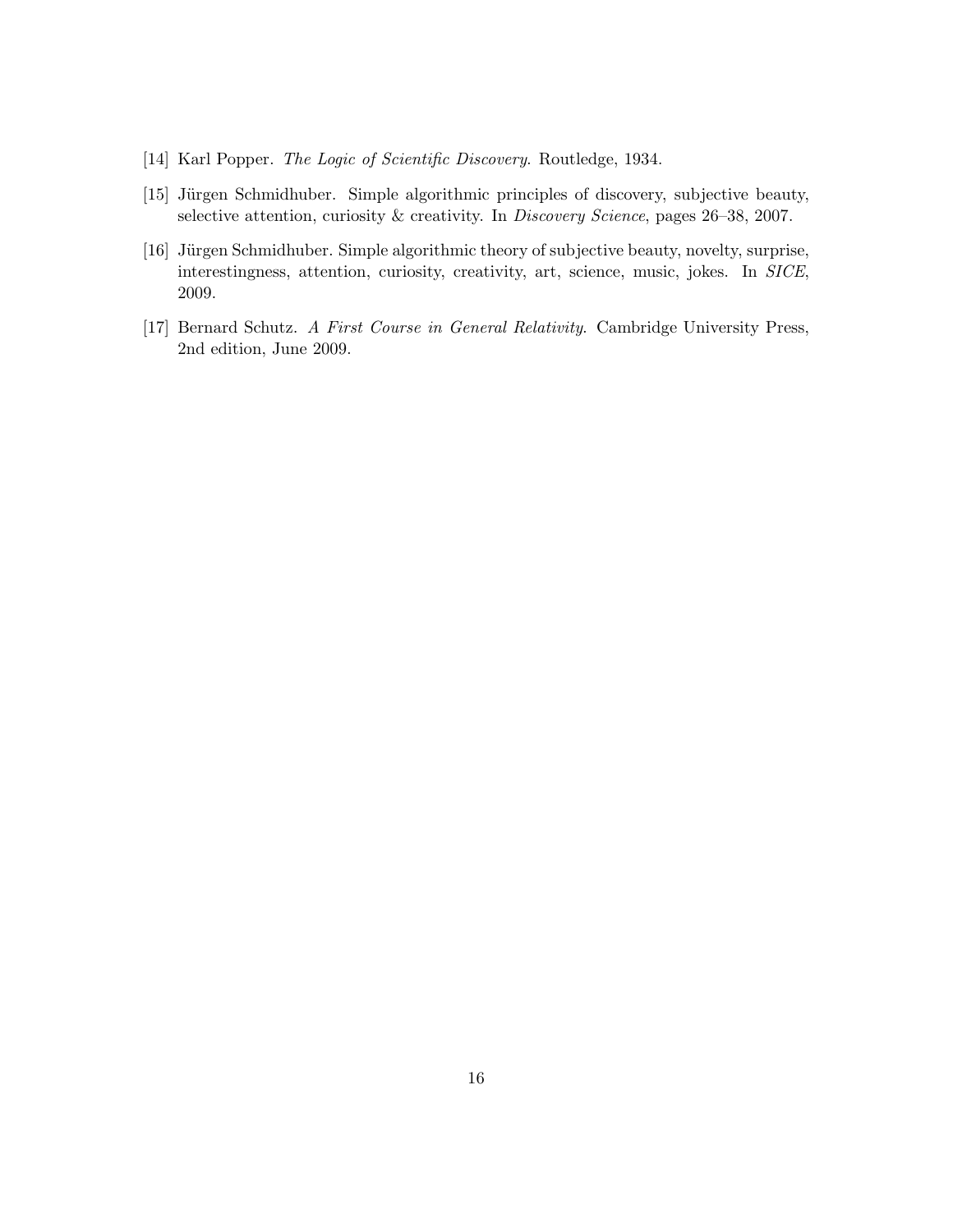[14] Karl Popper. *The Logic of Scientific Discovery*. Routledge, 1934.

[15] Jürgen Schmidhuber. Simple algorithmic principles of discovery, subjective beauty, selective attention, curiosity & creativity. In *Discovery Science*, pages 26–38, 2007.

[16] Jürgen Schmidhuber. Simple algorithmic theory of subjective beauty, novelty, surprise, interestingness, attention, curiosity, creativity, art, science, music, jokes. In *SICE*, 2009.

[17] Bernard Schutz. *A First Course in General Relativity*. Cambridge University Press, 2nd edition, June 2009.